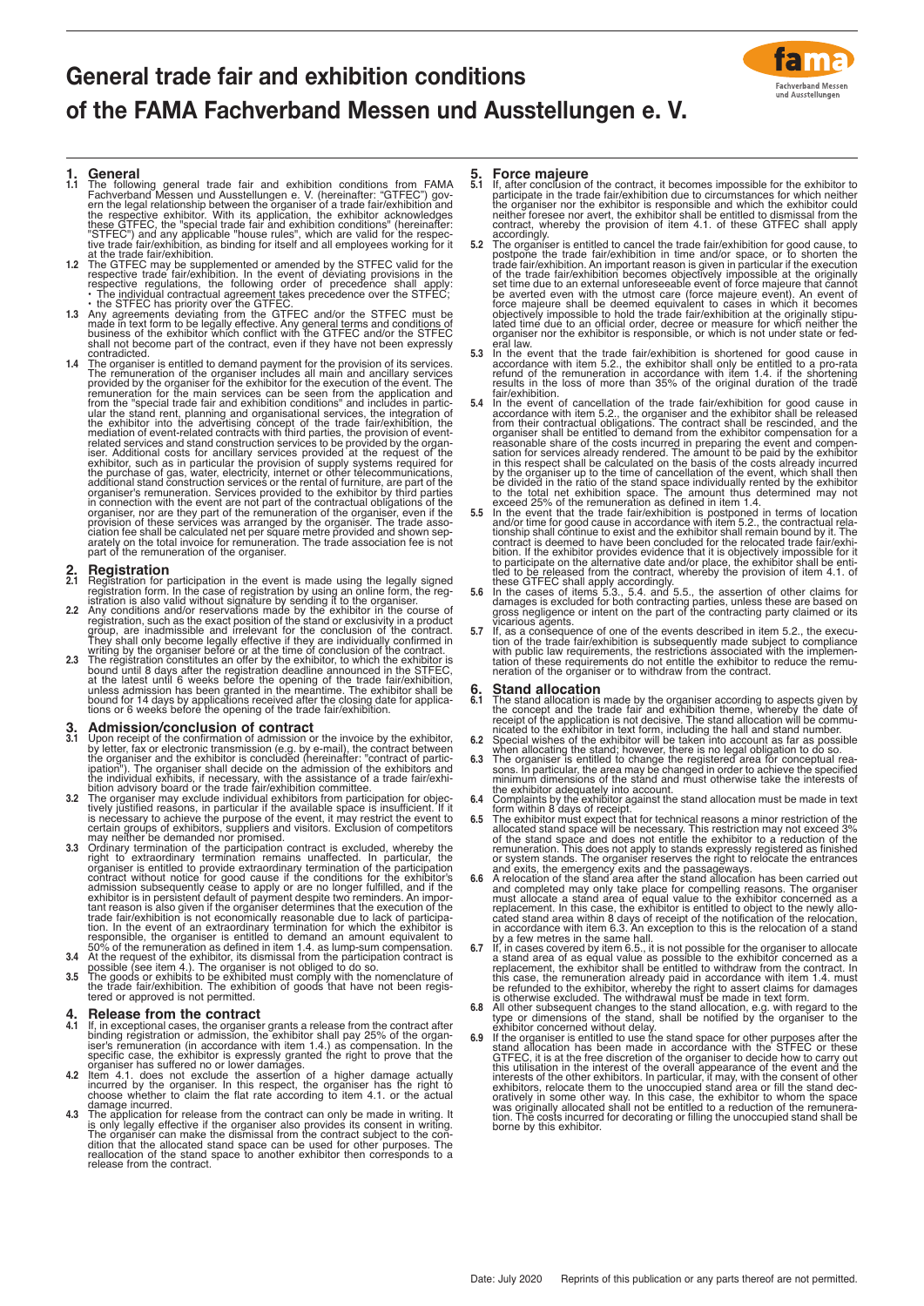# General trade fair and exhibition conditions of the FAMA Fachverband Messen und Ausstellungen e. V.

## 1. General

**1.1** The following general trade fair and exhibition conditions from FAMA Fachverband Messen und Ausstellungen e. V. (hereinafter: "GTFEC") govern the legal relationship between the organiser of a trade fair/exhibition and the respective exhibitor. With its application, the exhibitor acknowledges these GTFEC, the "special trade fair and exhibition conditions" (hereinafter: "STFEC") and any applicable "house rules", which are valid for the respective trade fair/exhibition, as binding for itself and all employees working for it at the trade fair/exhibition.

**1.2** The GTFEC may be supplemented or amended by the STFEC valid for the respective trade fair/exhibition. In the event of deviating provisions in the respective regulations, the following order of precedence shall apply:
- The individual contractual agreement takes precedence over the STFEC;
- the STFEC has priority over the GTFEC.

**1.3** Any agreements deviating from the GTFEC and/or the STFEC must be made in text form to be legally effective. Any general terms and conditions of business of the exhibitor which conflict with the GTFEC and/or the STFEC shall not become part of the contract, even if they have not been expressly contradicted.

**1.4** The organiser is entitled to demand payment for the provision of its services. The remuneration of the organiser includes all main and ancillary services provided by the organiser for the exhibitor for the execution of the event. The remuneration for the main services can be seen from the application and from the "special trade fair and exhibition conditions" and includes in particular the stand rent, planning and organisational services, the integration of the exhibitor into the advertising concept of the trade fair/exhibition, the mediation of event-related contracts with third parties, the provision of event-related services and stand construction services to be provided by the organiser. Additional costs for ancillary services provided at the request of the exhibitor, such as in particular the provision of supply systems required for the purchase of gas, water, electricity, internet or other telecommunications, additional stand construction services or the rental of furniture, are part of the organiser's remuneration. Services provided to the exhibitor by third parties in connection with the event are not part of the contractual obligations of the organiser, nor are they part of the remuneration of the organiser, even if the provision of these services was arranged by the organiser. The trade association fee shall be calculated net per square metre provided and shown separately on the total invoice for remuneration. The trade association fee is not part of the remuneration of the organiser.

## 2. Registration

**2.1** Registration for participation in the event is made using the legally signed registration form. In the case of registration by using an online form, the registration is also valid without signature by sending it to the organiser.

**2.2** Any conditions and/or reservations made by the exhibitor in the course of registration, such as the exact position of the stand or exclusivity in a product group, are inadmissible and irrelevant for the conclusion of the contract. They shall only become legally effective if they are individually confirmed in writing by the organiser before or at the time of conclusion of the contract.

**2.3** The registration constitutes an offer by the exhibitor, to which the exhibitor is bound until 8 days after the registration deadline announced in the STFEC, at the latest until 6 weeks before the opening of the trade fair/exhibition, unless admission has been granted in the meantime. The exhibitor shall be bound for 14 days by applications received after the closing date for applications or 6 weeks before the opening of the trade fair/exhibition.

## 3. Admission/conclusion of contract

**3.1** Upon receipt of the confirmation of admission or the invoice by the exhibitor, by letter, fax or electronic transmission (e.g. by e-mail), the contract between the organiser and the exhibitor is concluded (hereinafter: "contract of participation"). The organiser shall decide on the admission of the exhibitors and the individual exhibits, if necessary, with the assistance of a trade fair/exhibition advisory board or the trade fair/exhibition committee.

**3.2** The organiser may exclude individual exhibitors from participation for objectively justified reasons, in particular if the available space is insufficient. If it is necessary to achieve the purpose of the event, it may restrict the event to certain groups of exhibitors, suppliers and visitors. Exclusion of competitors may neither be demanded nor promised.

**3.3** Ordinary termination of the participation contract is excluded, whereby the right to extraordinary termination remains unaffected. In particular, the organiser is entitled to provide extraordinary termination of the participation contract without notice for good cause if the conditions for the exhibitor's admission subsequently cease to apply or are no longer fulfilled, and if the exhibitor is in persistent default of payment despite two reminders. An important reason is also given if the organiser determines that the execution of the trade fair/exhibition is not economically reasonable due to lack of participation. In the event of an extraordinary termination for which the exhibitor is responsible, the organiser is entitled to demand an amount equivalent to 50% of the remuneration as defined in item 1.4. as lump-sum compensation.

**3.4** At the request of the exhibitor, its dismissal from the participation contract is possible (see item 4.). The organiser is not obliged to do so.

**3.5** The goods or exhibits to be exhibited must comply with the nomenclature of the trade fair/exhibition. The exhibition of goods that have not been registered or approved is not permitted.

## 4. Release from the contract

**4.1** If, in exceptional cases, the organiser grants a release from the contract after binding registration or admission, the exhibitor shall pay 25% of the organiser's remuneration (in accordance with item 1.4.) as compensation. In the specific case, the exhibitor is expressly granted the right to prove that the organiser has suffered no or lower damages.

**4.2** Item 4.1. does not exclude the assertion of a higher damage actually incurred by the organiser. In this respect, the organiser has the right to choose whether to claim the flat rate according to item 4.1. or the actual damage incurred.

**4.3** The application for release from the contract can only be made in writing. It is only legally effective if the organiser also provides its consent in writing. The organiser can make the dismissal from the contract subject to the condition that the allocated stand space can be used for other purposes. The reallocation of the stand space to another exhibitor then corresponds to a release from the contract.

## 5. Force majeure

**5.1** If, after conclusion of the contract, it becomes impossible for the exhibitor to participate in the trade fair/exhibition due to circumstances for which neither the organiser nor the exhibitor is responsible and which the exhibitor could neither foresee nor avert, the exhibitor shall be entitled to dismissal from the contract, whereby the provision of item 4.1. of these GTFEC shall apply accordingly.

**5.2** The organiser is entitled to cancel the trade fair/exhibition for good cause, to postpone the trade fair/exhibition in time and/or space, or to shorten the trade fair/exhibition. An important reason is given in particular if the execution of the trade fair/exhibition becomes objectively impossible at the originally set time due to an external unforeseeable event of force majeure that cannot be averted even with the utmost care (force majeure event). An event of force majeure shall be deemed equivalent to cases in which it becomes objectively impossible to hold the trade fair/exhibition at the originally stipulated time due to an official order, decree or measure for which neither the organiser nor the exhibitor is responsible, or which is not under state or federal law.

**5.3** In the event that the trade fair/exhibition is shortened for good cause in accordance with item 5.2., the exhibitor shall only be entitled to a pro-rata refund of the remuneration in accordance with item 1.4. if the shortening results in the loss of more than 35% of the original duration of the trade fair/exhibition.

**5.4** In the event of cancellation of the trade fair/exhibition for good cause in accordance with item 5.2., the organiser and the exhibitor shall be released from their contractual obligations. The contract shall be rescinded, and the organiser shall be entitled to demand from the exhibitor compensation for a reasonable share of the costs incurred in preparing the event and compensation for services already rendered. The amount to be paid by the exhibitor in this respect shall be calculated on the basis of the costs already incurred by the organiser up to the time of cancellation of the event, which shall then be divided in the ratio of the stand space individually rented by the exhibitor to the total net exhibition space. The amount thus determined may not exceed 25% of the remuneration as defined in item 1.4.

**5.5** In the event that the trade fair/exhibition is postponed in terms of location and/or time for good cause in accordance with item 5.2., the contractual relationship shall continue to exist and the exhibitor shall remain bound by it. The contract is deemed to have been concluded for the relocated trade fair/exhibition. If the exhibitor provides evidence that it is objectively impossible for it to participate on the alternative date and/or place, the exhibitor shall be entitled to be released from the contract, whereby the provision of item 4.1. of these GTFEC shall apply accordingly.

**5.6** In the cases of items 5.3., 5.4. and 5.5., the assertion of other claims for damages is excluded for both contracting parties, unless these are based on gross negligence or intent on the part of the contracting party claimed or its vicarious agents.

**5.7** If, as a consequence of one of the events described in item 5.2., the execution of the trade fair/exhibition is subsequently made subject to compliance with public law requirements, the restrictions associated with the implementation of these requirements do not entitle the exhibitor to reduce the remuneration of the organiser or to withdraw from the contract.

## 6. Stand allocation

**6.1** The stand allocation is made by the organiser according to aspects given by the concept and the trade fair and exhibition theme, whereby the date of receipt of the application is not decisive. The stand allocation will be communicated to the exhibitor in text form, including the hall and stand number.

**6.2** Special wishes of the exhibitor will be taken into account as far as possible when allocating the stand; however, there is no legal obligation to do so.

**6.3** The organiser is entitled to change the registered area for conceptual reasons. In particular, the area may be changed in order to achieve the specified minimum dimensions of the stand and must otherwise take the interests of the exhibitor adequately into account.

**6.4** Complaints by the exhibitor against the stand allocation must be made in text form within 8 days of receipt.

**6.5** The exhibitor must expect that for technical reasons a minor restriction of the allocated stand space will be necessary. This restriction may not exceed 3% of the stand space and does not entitle the exhibitor to a reduction of the remuneration. This does not apply to stands expressly registered as finished or system stands. The organiser reserves the right to relocate the entrances and exits, the emergency exits and the passageways.

**6.6** A relocation of the stand area after the stand allocation has been carried out and completed may only take place for compelling reasons. The organiser must allocate a stand area of equal value to the exhibitor concerned as a replacement. In this case, the exhibitor is entitled to object to the newly allocated stand area within 8 days of receipt of the notification of the relocation, in accordance with item 6.3. An exception to this is the relocation of a stand by a few metres in the same hall.

**6.7** If, in cases covered by item 6.5., it is not possible for the organiser to allocate a stand area of as equal value as possible to the exhibitor concerned as a replacement, the exhibitor shall be entitled to withdraw from the contract. In this case, the remuneration already paid in accordance with item 1.4. must be refunded to the exhibitor, whereby the right to assert claims for damages is otherwise excluded. The withdrawal must be made in text form.

**6.8** All other subsequent changes to the stand allocation, e.g. with regard to the type or dimensions of the stand, shall be notified by the organiser to the exhibitor concerned without delay.

**6.9** If the organiser is entitled to use the stand space for other purposes after the stand allocation has been made in accordance with the STFEC or these GTFEC, it is at the free discretion of the organiser to decide how to carry out this utilisation in the interest of the overall appearance of the event and the interests of the other exhibitors. In particular, it may, with the consent of other exhibitors, relocate them to the unoccupied stand area or fill the stand decoratively in some other way. In this case, the exhibitor to whom the space was originally allocated shall not be entitled to a reduction of the remuneration. The costs incurred for decorating or filling the unoccupied stand shall be borne by this exhibitor.

Date: July 2020

Reprints of this publication or any parts thereof are not permitted.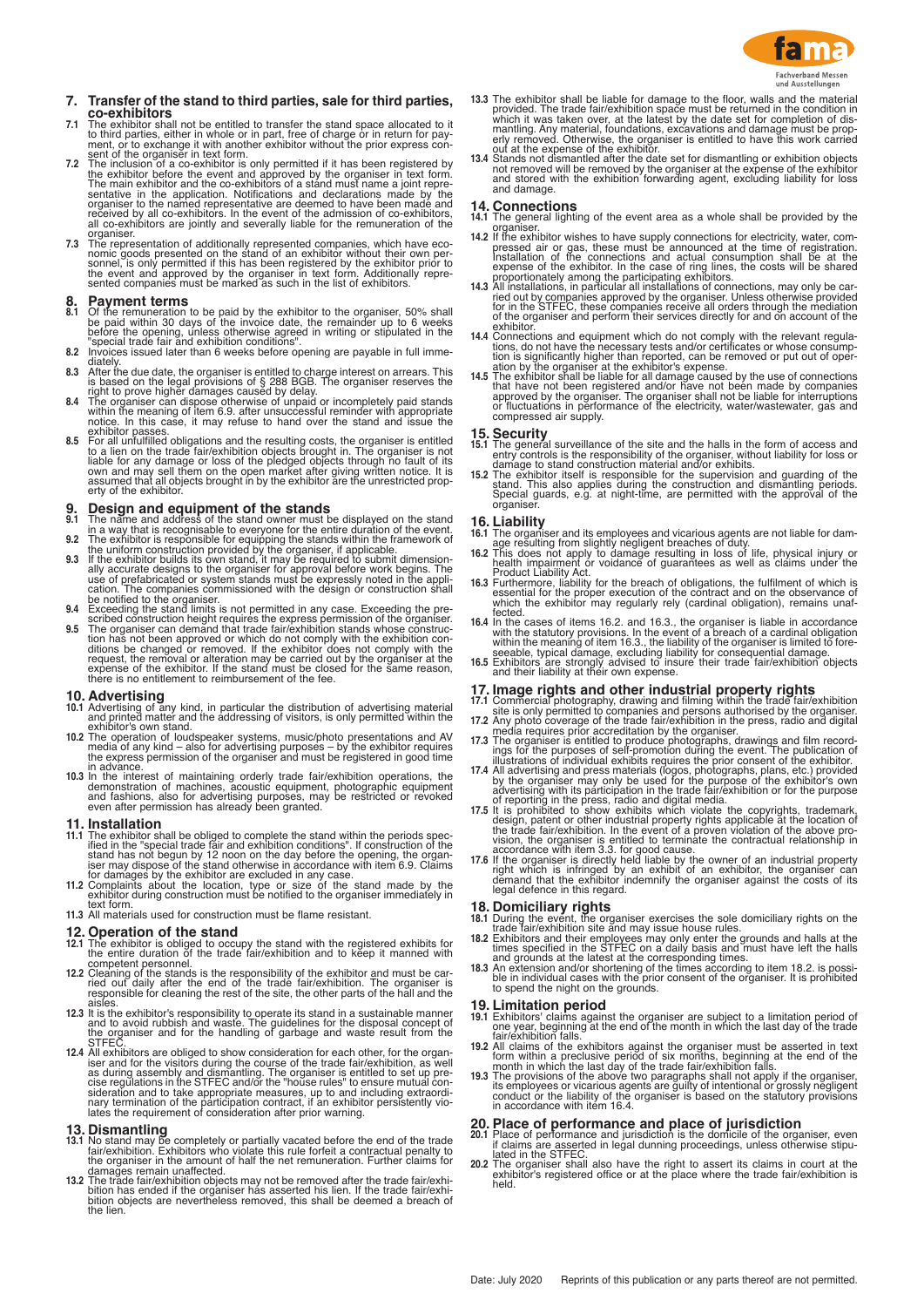## 7. Transfer of the stand to third parties, sale for third parties, co-exhibitors

**7.1** The exhibitor shall not be entitled to transfer the stand space allocated to it to third parties, either in whole or in part, free of charge or in return for payment, or to exchange it with another exhibitor without the prior express consent of the organiser in text form.

**7.2** The inclusion of a co-exhibitor is only permitted if it has been registered by the exhibitor before the event and approved by the organiser in text form. The main exhibitor and the co-exhibitors of a stand must name a joint representative in the application. Notifications and declarations made by the organiser to the named representative are deemed to have been made and received by all co-exhibitors. In the event of the admission of co-exhibitors, all co-exhibitors are jointly and severally liable for the remuneration of the organiser.

**7.3** The representation of additionally represented companies, which have economic goods presented on the stand of an exhibitor without their own personnel, is only permitted if this has been registered by the exhibitor prior to the event and approved by the organiser in text form. Additionally represented companies must be marked as such in the list of exhibitors.

## 8. Payment terms

**8.1** Of the remuneration to be paid by the exhibitor to the organiser, 50% shall be paid within 30 days of the invoice date, the remainder up to 6 weeks before the opening, unless otherwise agreed in writing or stipulated in the "special trade fair and exhibition conditions".

**8.2** Invoices issued later than 6 weeks before opening are payable in full immediately.

**8.3** After the due date, the organiser is entitled to charge interest on arrears. This is based on the legal provisions of § 288 BGB. The organiser reserves the right to prove higher damages caused by delay.

**8.4** The organiser can dispose otherwise of unpaid or incompletely paid stands within the meaning of item 6.9. after unsuccessful reminder with appropriate notice. In this case, it may refuse to hand over the stand and issue the exhibitor passes.

**8.5** For all unfulfilled obligations and the resulting costs, the organiser is entitled to a lien on the trade fair/exhibition objects brought in. The organiser is not liable for any damage or loss of the pledged objects through no fault of its own and may sell them on the open market after giving written notice. It is assumed that all objects brought in by the exhibitor are the unrestricted property of the exhibitor.

## 9. Design and equipment of the stands

**9.1** The name and address of the stand owner must be displayed on the stand in a way that is recognisable to everyone for the entire duration of the event.

**9.2** The exhibitor is responsible for equipping the stands within the framework of the uniform construction provided by the organiser, if applicable.

**9.3** If the exhibitor builds its own stand, it may be required to submit dimensionally accurate designs to the organiser for approval before work begins. The use of prefabricated or system stands must be expressly noted in the application. The companies commissioned with the design or construction shall be notified to the organiser.

**9.4** Exceeding the stand limits is not permitted in any case. Exceeding the prescribed construction height requires the express permission of the organiser.

**9.5** The organiser can demand that trade fair/exhibition stands whose construction has not been approved or which do not comply with the exhibition conditions be changed or removed. If the exhibitor does not comply with the request, the removal or alteration may be carried out by the organiser at the expense of the exhibitor. If the stand must be closed for the same reason, there is no entitlement to reimbursement of the fee.

## 10. Advertising

**10.1** Advertising of any kind, in particular the distribution of advertising material and printed matter and the addressing of visitors, is only permitted within the exhibitor's own stand.

**10.2** The operation of loudspeaker systems, music/photo presentations and AV media of any kind – also for advertising purposes – by the exhibitor requires the express permission of the organiser and must be registered in good time in advance.

**10.3** In the interest of maintaining orderly trade fair/exhibition operations, the demonstration of machines, acoustic equipment, photographic equipment and fashions, also for advertising purposes, may be restricted or revoked even after permission has already been granted.

## 11. Installation

**11.1** The exhibitor shall be obliged to complete the stand within the periods specified in the "special trade fair and exhibition conditions". If construction of the stand has not begun by 12 noon on the day before the opening, the organiser may dispose of the stand otherwise in accordance with item 6.9. Claims for damages by the exhibitor are excluded in any case.

**11.2** Complaints about the location, type or size of the stand made by the exhibitor during construction must be notified to the organiser immediately in text form.

**11.3** All materials used for construction must be flame resistant.

## 12. Operation of the stand

**12.1** The exhibitor is obliged to occupy the stand with the registered exhibits for the entire duration of the trade fair/exhibition and to keep it manned with competent personnel.

**12.2** Cleaning of the stands is the responsibility of the exhibitor and must be carried out daily after the end of the trade fair/exhibition. The organiser is responsible for cleaning the rest of the site, the other parts of the hall and the aisles.

**12.3** It is the exhibitor's responsibility to operate its stand in a sustainable manner and to avoid rubbish and waste. The guidelines for the disposal concept of the organiser and for the handling of garbage and waste result from the STFEC.

**12.4** All exhibitors are obliged to show consideration for each other, for the organiser and for the visitors during the course of the trade fair/exhibition, as well as during assembly and dismantling. The organiser is entitled to set up precise regulations in the STFEC and/or the "house rules" to ensure mutual consideration and to take appropriate measures, up to and including extraordinary termination of the participation contract, if an exhibitor persistently violates the requirement of consideration after prior warning.

## 13. Dismantling

**13.1** No stand may be completely or partially vacated before the end of the trade fair/exhibition. Exhibitors who violate this rule forfeit a contractual penalty to the organiser in the amount of half the net remuneration. Further claims for damages remain unaffected.

**13.2** The trade fair/exhibition objects may not be removed after the trade fair/exhibition has ended if the organiser has asserted his lien. If the trade fair/exhibition objects are nevertheless removed, this shall be deemed a breach of the lien.

**13.3** The exhibitor shall be liable for damage to the floor, walls and the material provided. The trade fair/exhibition space must be returned in the condition in which it was taken over, at the latest by the date set for completion of dismantling. Any material, foundations, excavations and damage must be properly removed. Otherwise, the organiser is entitled to have this work carried out at the expense of the exhibitor.

**13.4** Stands not dismantled after the date set for dismantling or exhibition objects not removed will be removed by the organiser at the expense of the exhibitor and stored with the exhibition forwarding agent, excluding liability for loss and damage.

## 14. Connections

**14.1** The general lighting of the event area as a whole shall be provided by the organiser.

**14.2** If the exhibitor wishes to have supply connections for electricity, water, compressed air or gas, these must be announced at the time of registration. Installation of the connections and actual consumption shall be at the expense of the exhibitor. In the case of ring lines, the costs will be shared proportionately among the participating exhibitors.

**14.3** All installations, in particular all installations of connections, may only be carried out by companies approved by the organiser. Unless otherwise provided for in the STFEC, these companies receive all orders through the mediation of the organiser and perform their services directly for and on account of the exhibitor.

**14.4** Connections and equipment which do not comply with the relevant regulations, do not have the necessary tests and/or certificates or whose consumption is significantly higher than reported, can be removed or put out of operation by the organiser at the exhibitor's expense.

**14.5** The exhibitor shall be liable for all damage caused by the use of connections that have not been registered and/or have not been made by companies approved by the organiser. The organiser shall not be liable for interruptions or fluctuations in performance of the electricity, water/wastewater, gas and compressed air supply.

## 15. Security

**15.1** The general surveillance of the site and the halls in the form of access and entry controls is the responsibility of the organiser, without liability for loss or damage to stand construction material and/or exhibits.

**15.2** The exhibitor itself is responsible for the supervision and guarding of the stand. This also applies during the construction and dismantling periods. Special guards, e.g. at night-time, are permitted with the approval of the organiser.

## 16. Liability

**16.1** The organiser and its employees and vicarious agents are not liable for damage resulting from slightly negligent breaches of duty.

**16.2** This does not apply to damage resulting in loss of life, physical injury or health impairment or voidance of guarantees as well as claims under the Product Liability Act.

**16.3** Furthermore, liability for the breach of obligations, the fulfilment of which is essential for the proper execution of the contract and on the observance of which the exhibitor may regularly rely (cardinal obligation), remains unaffected.

**16.4** In the cases of items 16.2. and 16.3., the organiser is liable in accordance with the statutory provisions. In the event of a breach of a cardinal obligation within the meaning of item 16.3., the liability of the organiser is limited to foreseeable, typical damage, excluding liability for consequential damage.

**16.5** Exhibitors are strongly advised to insure their trade fair/exhibition objects and their liability at their own expense.

## 17. Image rights and other industrial property rights

**17.1** Commercial photography, drawing and filming within the trade fair/exhibition site is only permitted to companies and persons authorised by the organiser.

**17.2** Any photo coverage of the trade fair/exhibition in the press, radio and digital media requires prior accreditation by the organiser.

**17.3** The organiser is entitled to produce photographs, drawings and film recordings for the purposes of self-promotion during the event. The publication of illustrations of individual exhibits requires the prior consent of the exhibitor.

**17.4** All advertising and press materials (logos, photographs, plans, etc.) provided by the organiser may only be used for the purpose of the exhibitor's own advertising with its participation in the trade fair/exhibition or for the purpose of reporting in the press, radio and digital media.

**17.5** It is prohibited to show exhibits which violate the copyrights, trademark, design, patent or other industrial property rights applicable at the location of the trade fair/exhibition. In the event of a proven violation of the above provision, the organiser is entitled to terminate the contractual relationship in accordance with item 3.3. for good cause.

**17.6** If the organiser is directly held liable by the owner of an industrial property right which is infringed by an exhibit of an exhibitor, the organiser can demand that the exhibitor indemnify the organiser against the costs of its legal defence in this regard.

## 18. Domiciliary rights

**18.1** During the event, the organiser exercises the sole domiciliary rights on the trade fair/exhibition site and may issue house rules.

**18.2** Exhibitors and their employees may only enter the grounds and halls at the times specified in the STFEC on a daily basis and must have left the halls and grounds at the latest at the corresponding times.

**18.3** An extension and/or shortening of the times according to item 18.2. is possible in individual cases with the prior consent of the organiser. It is prohibited to spend the night on the grounds.

## 19. Limitation period

**19.1** Exhibitors' claims against the organiser are subject to a limitation period of one year, beginning at the end of the month in which the last day of the trade fair/exhibition falls.

**19.2** All claims of the exhibitors against the organiser must be asserted in text form within a preclusive period of six months, beginning at the end of the month in which the last day of the trade fair/exhibition falls.

**19.3** The provisions of the above two paragraphs shall not apply if the organiser, its employees or vicarious agents are guilty of intentional or grossly negligent conduct or the liability of the organiser is based on the statutory provisions in accordance with item 16.4.

## 20. Place of performance and place of jurisdiction

**20.1** Place of performance and jurisdiction is the domicile of the organiser, even if claims are asserted in legal dunning proceedings, unless otherwise stipulated in the STFEC.

**20.2** The organiser shall also have the right to assert its claims in court at the exhibitor's registered office or at the place where the trade fair/exhibition is held.

Date: July 2020 Reprints of this publication or any parts thereof are not permitted.